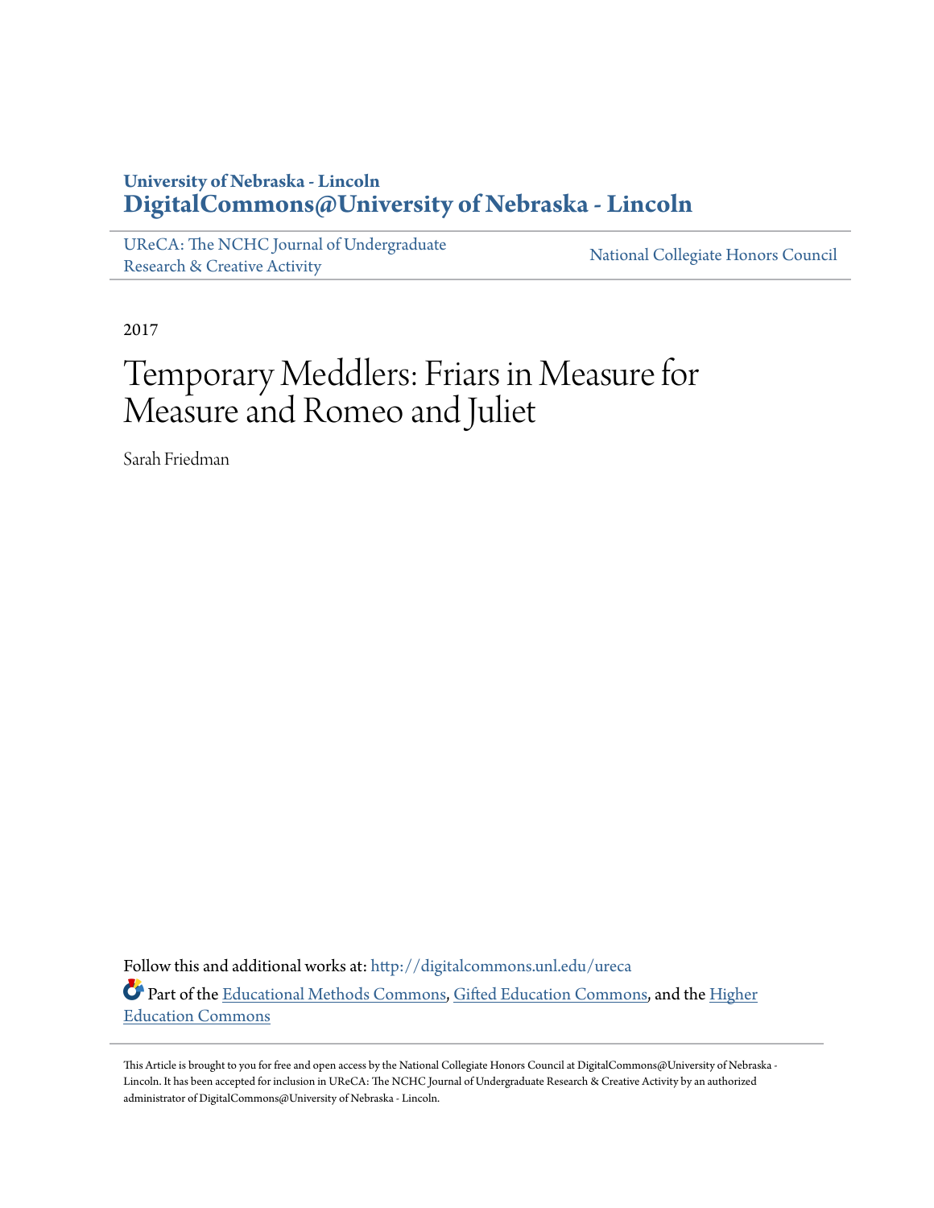University of Nebraska - Lincoln
**DigitalCommons@University of Nebraska - Lincoln**

UReCA: The NCHC Journal of Undergraduate Research & Creative Activity | National Collegiate Honors Council

2017

# Temporary Meddlers: Friars in Measure for Measure and Romeo and Juliet

Sarah Friedman

Follow this and additional works at: http://digitalcommons.unl.edu/ureca

Part of the Educational Methods Commons, Gifted Education Commons, and the Higher Education Commons

This Article is brought to you for free and open access by the National Collegiate Honors Council at DigitalCommons@University of Nebraska - Lincoln. It has been accepted for inclusion in UReCA: The NCHC Journal of Undergraduate Research & Creative Activity by an authorized administrator of DigitalCommons@University of Nebraska - Lincoln.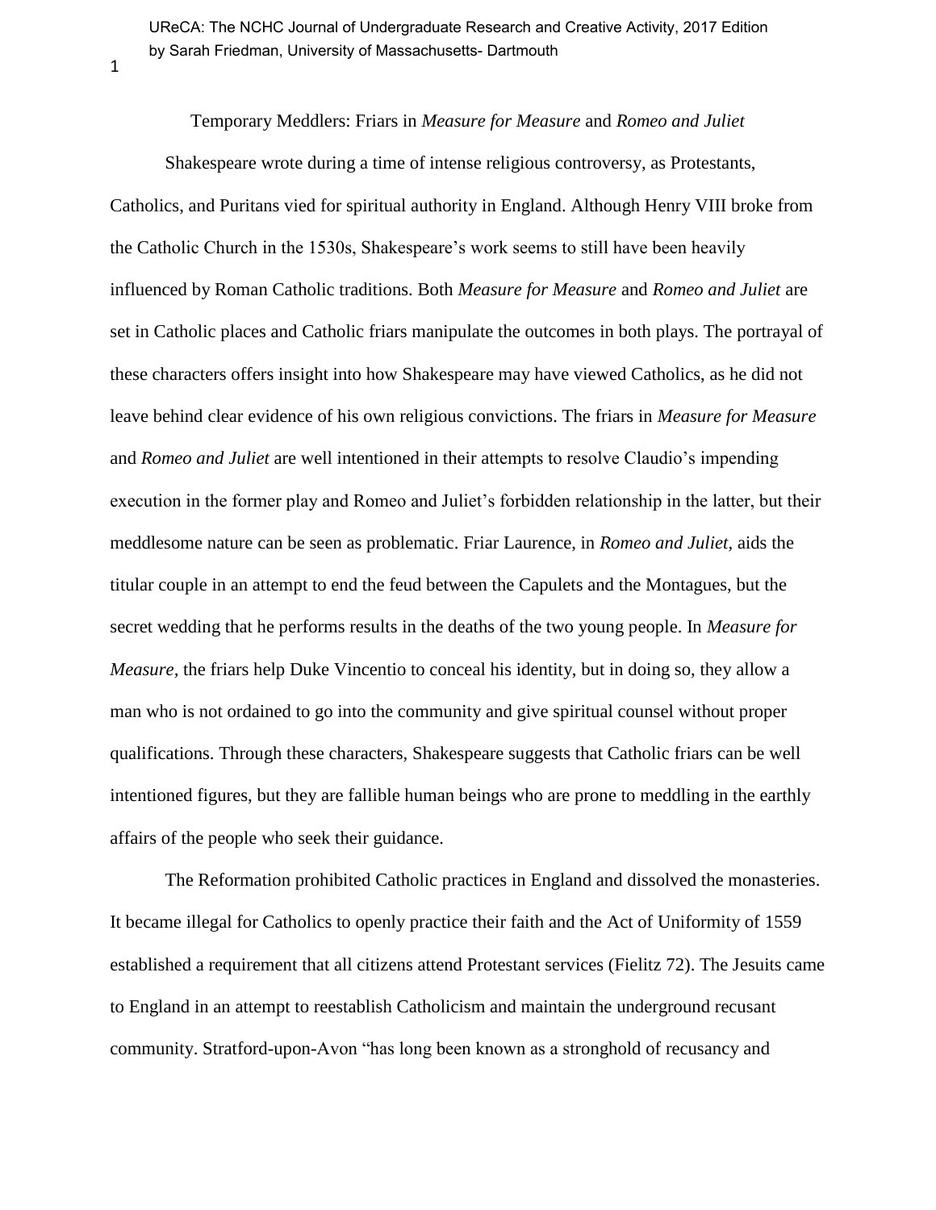Temporary Meddlers: Friars in *Measure for Measure* and *Romeo and Juliet*

Shakespeare wrote during a time of intense religious controversy, as Protestants, Catholics, and Puritans vied for spiritual authority in England. Although Henry VIII broke from the Catholic Church in the 1530s, Shakespeare's work seems to still have been heavily influenced by Roman Catholic traditions. Both *Measure for Measure* and *Romeo and Juliet* are set in Catholic places and Catholic friars manipulate the outcomes in both plays. The portrayal of these characters offers insight into how Shakespeare may have viewed Catholics, as he did not leave behind clear evidence of his own religious convictions. The friars in *Measure for Measure* and *Romeo and Juliet* are well intentioned in their attempts to resolve Claudio's impending execution in the former play and Romeo and Juliet's forbidden relationship in the latter, but their meddlesome nature can be seen as problematic. Friar Laurence, in *Romeo and Juliet,* aids the titular couple in an attempt to end the feud between the Capulets and the Montagues, but the secret wedding that he performs results in the deaths of the two young people. In *Measure for Measure,* the friars help Duke Vincentio to conceal his identity, but in doing so, they allow a man who is not ordained to go into the community and give spiritual counsel without proper qualifications. Through these characters, Shakespeare suggests that Catholic friars can be well intentioned figures, but they are fallible human beings who are prone to meddling in the earthly affairs of the people who seek their guidance.

The Reformation prohibited Catholic practices in England and dissolved the monasteries. It became illegal for Catholics to openly practice their faith and the Act of Uniformity of 1559 established a requirement that all citizens attend Protestant services (Fielitz 72). The Jesuits came to England in an attempt to reestablish Catholicism and maintain the underground recusant community. Stratford-upon-Avon "has long been known as a stronghold of recusancy and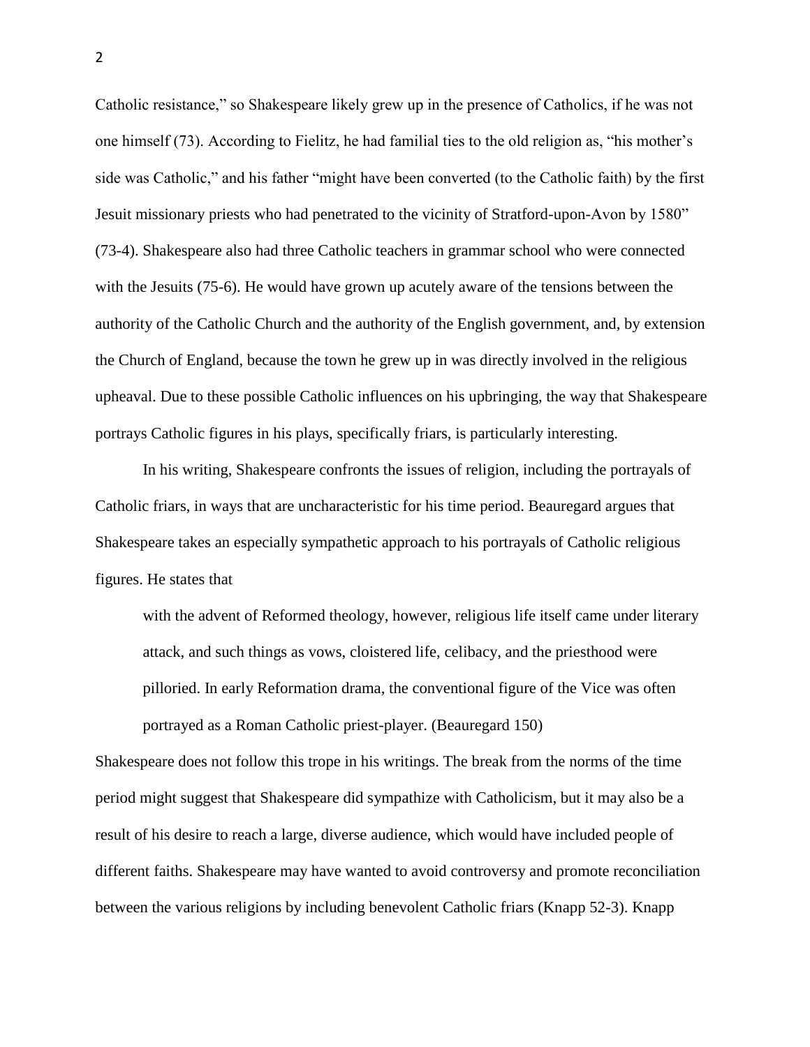Catholic resistance," so Shakespeare likely grew up in the presence of Catholics, if he was not one himself (73). According to Fielitz, he had familial ties to the old religion as, "his mother's side was Catholic," and his father "might have been converted (to the Catholic faith) by the first Jesuit missionary priests who had penetrated to the vicinity of Stratford-upon-Avon by 1580" (73-4). Shakespeare also had three Catholic teachers in grammar school who were connected with the Jesuits (75-6). He would have grown up acutely aware of the tensions between the authority of the Catholic Church and the authority of the English government, and, by extension the Church of England, because the town he grew up in was directly involved in the religious upheaval. Due to these possible Catholic influences on his upbringing, the way that Shakespeare portrays Catholic figures in his plays, specifically friars, is particularly interesting.

In his writing, Shakespeare confronts the issues of religion, including the portrayals of Catholic friars, in ways that are uncharacteristic for his time period. Beauregard argues that Shakespeare takes an especially sympathetic approach to his portrayals of Catholic religious figures. He states that

> with the advent of Reformed theology, however, religious life itself came under literary attack, and such things as vows, cloistered life, celibacy, and the priesthood were pilloried. In early Reformation drama, the conventional figure of the Vice was often portrayed as a Roman Catholic priest-player. (Beauregard 150)

Shakespeare does not follow this trope in his writings. The break from the norms of the time period might suggest that Shakespeare did sympathize with Catholicism, but it may also be a result of his desire to reach a large, diverse audience, which would have included people of different faiths. Shakespeare may have wanted to avoid controversy and promote reconciliation between the various religions by including benevolent Catholic friars (Knapp 52-3). Knapp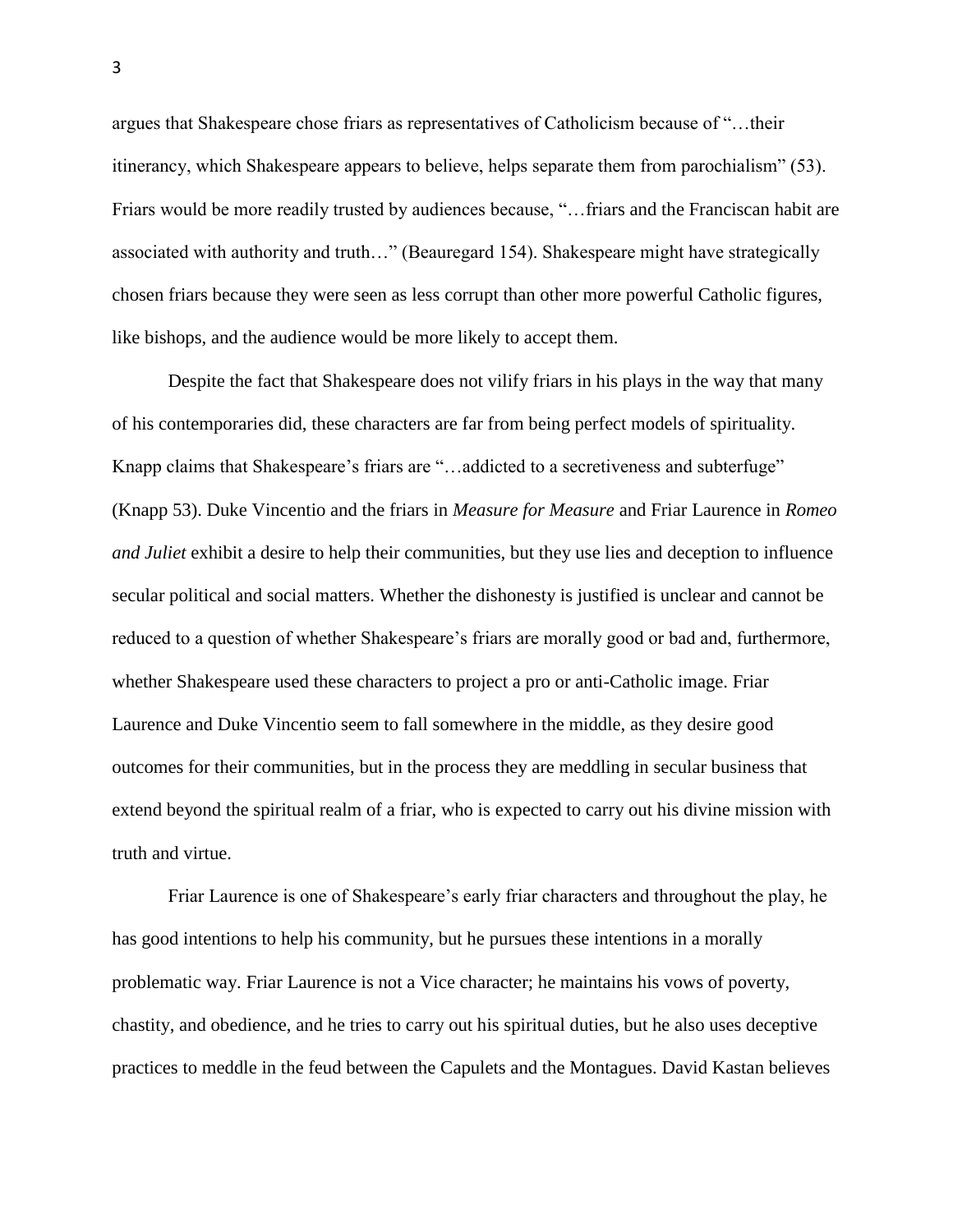argues that Shakespeare chose friars as representatives of Catholicism because of "…their itinerancy, which Shakespeare appears to believe, helps separate them from parochialism" (53). Friars would be more readily trusted by audiences because, "…friars and the Franciscan habit are associated with authority and truth…" (Beauregard 154). Shakespeare might have strategically chosen friars because they were seen as less corrupt than other more powerful Catholic figures, like bishops, and the audience would be more likely to accept them.

Despite the fact that Shakespeare does not vilify friars in his plays in the way that many of his contemporaries did, these characters are far from being perfect models of spirituality. Knapp claims that Shakespeare's friars are "…addicted to a secretiveness and subterfuge" (Knapp 53). Duke Vincentio and the friars in *Measure for Measure* and Friar Laurence in *Romeo and Juliet* exhibit a desire to help their communities, but they use lies and deception to influence secular political and social matters. Whether the dishonesty is justified is unclear and cannot be reduced to a question of whether Shakespeare's friars are morally good or bad and, furthermore, whether Shakespeare used these characters to project a pro or anti-Catholic image. Friar Laurence and Duke Vincentio seem to fall somewhere in the middle, as they desire good outcomes for their communities, but in the process they are meddling in secular business that extend beyond the spiritual realm of a friar, who is expected to carry out his divine mission with truth and virtue.

Friar Laurence is one of Shakespeare's early friar characters and throughout the play, he has good intentions to help his community, but he pursues these intentions in a morally problematic way. Friar Laurence is not a Vice character; he maintains his vows of poverty, chastity, and obedience, and he tries to carry out his spiritual duties, but he also uses deceptive practices to meddle in the feud between the Capulets and the Montagues. David Kastan believes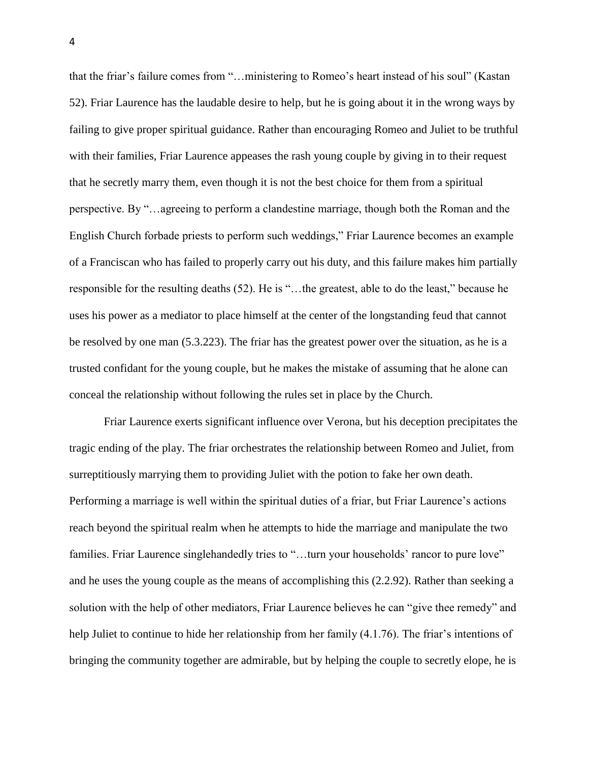that the friar's failure comes from "…ministering to Romeo's heart instead of his soul" (Kastan 52). Friar Laurence has the laudable desire to help, but he is going about it in the wrong ways by failing to give proper spiritual guidance. Rather than encouraging Romeo and Juliet to be truthful with their families, Friar Laurence appeases the rash young couple by giving in to their request that he secretly marry them, even though it is not the best choice for them from a spiritual perspective. By "…agreeing to perform a clandestine marriage, though both the Roman and the English Church forbade priests to perform such weddings," Friar Laurence becomes an example of a Franciscan who has failed to properly carry out his duty, and this failure makes him partially responsible for the resulting deaths (52). He is "…the greatest, able to do the least," because he uses his power as a mediator to place himself at the center of the longstanding feud that cannot be resolved by one man (5.3.223). The friar has the greatest power over the situation, as he is a trusted confidant for the young couple, but he makes the mistake of assuming that he alone can conceal the relationship without following the rules set in place by the Church.

Friar Laurence exerts significant influence over Verona, but his deception precipitates the tragic ending of the play. The friar orchestrates the relationship between Romeo and Juliet, from surreptitiously marrying them to providing Juliet with the potion to fake her own death. Performing a marriage is well within the spiritual duties of a friar, but Friar Laurence's actions reach beyond the spiritual realm when he attempts to hide the marriage and manipulate the two families. Friar Laurence singlehandedly tries to "…turn your households' rancor to pure love" and he uses the young couple as the means of accomplishing this (2.2.92). Rather than seeking a solution with the help of other mediators, Friar Laurence believes he can "give thee remedy" and help Juliet to continue to hide her relationship from her family (4.1.76). The friar's intentions of bringing the community together are admirable, but by helping the couple to secretly elope, he is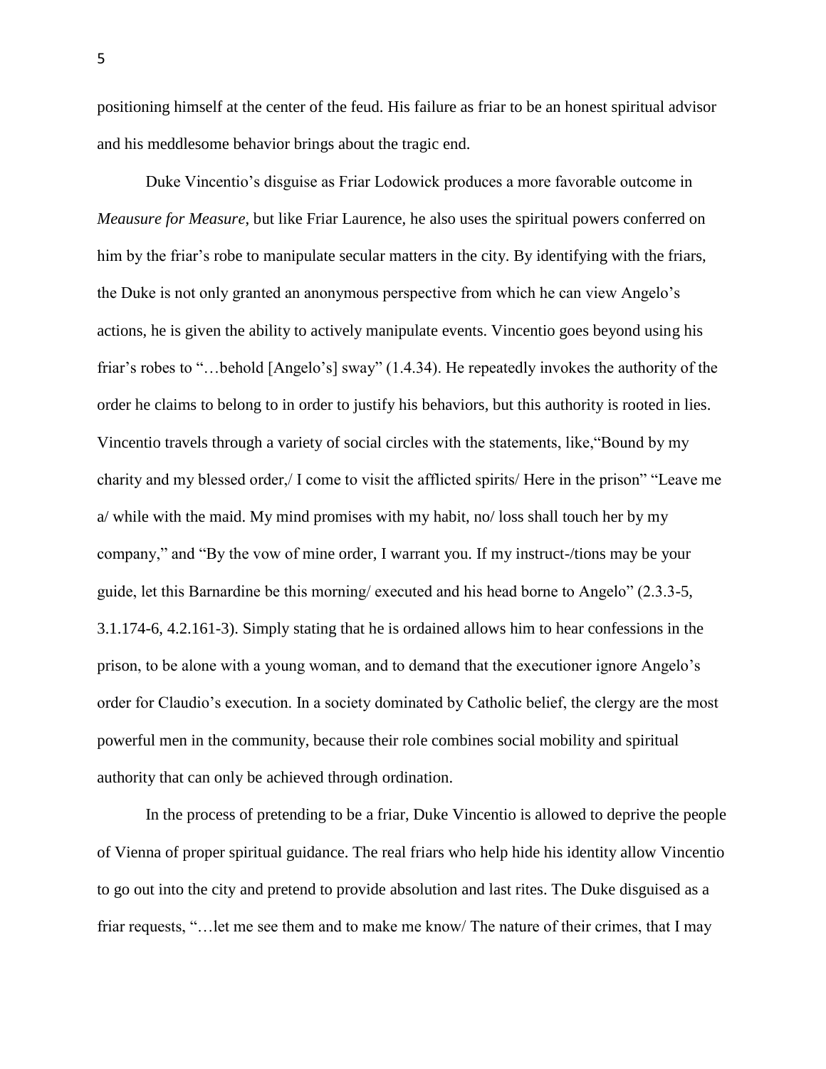positioning himself at the center of the feud. His failure as friar to be an honest spiritual advisor and his meddlesome behavior brings about the tragic end.

Duke Vincentio's disguise as Friar Lodowick produces a more favorable outcome in *Meausure for Measure*, but like Friar Laurence, he also uses the spiritual powers conferred on him by the friar's robe to manipulate secular matters in the city. By identifying with the friars, the Duke is not only granted an anonymous perspective from which he can view Angelo's actions, he is given the ability to actively manipulate events. Vincentio goes beyond using his friar's robes to "…behold [Angelo's] sway" (1.4.34). He repeatedly invokes the authority of the order he claims to belong to in order to justify his behaviors, but this authority is rooted in lies. Vincentio travels through a variety of social circles with the statements, like,"Bound by my charity and my blessed order,/ I come to visit the afflicted spirits/ Here in the prison" "Leave me a/ while with the maid. My mind promises with my habit, no/ loss shall touch her by my company," and "By the vow of mine order, I warrant you. If my instruct-/tions may be your guide, let this Barnardine be this morning/ executed and his head borne to Angelo" (2.3.3-5, 3.1.174-6, 4.2.161-3). Simply stating that he is ordained allows him to hear confessions in the prison, to be alone with a young woman, and to demand that the executioner ignore Angelo's order for Claudio's execution. In a society dominated by Catholic belief, the clergy are the most powerful men in the community, because their role combines social mobility and spiritual authority that can only be achieved through ordination.

In the process of pretending to be a friar, Duke Vincentio is allowed to deprive the people of Vienna of proper spiritual guidance. The real friars who help hide his identity allow Vincentio to go out into the city and pretend to provide absolution and last rites. The Duke disguised as a friar requests, "…let me see them and to make me know/ The nature of their crimes, that I may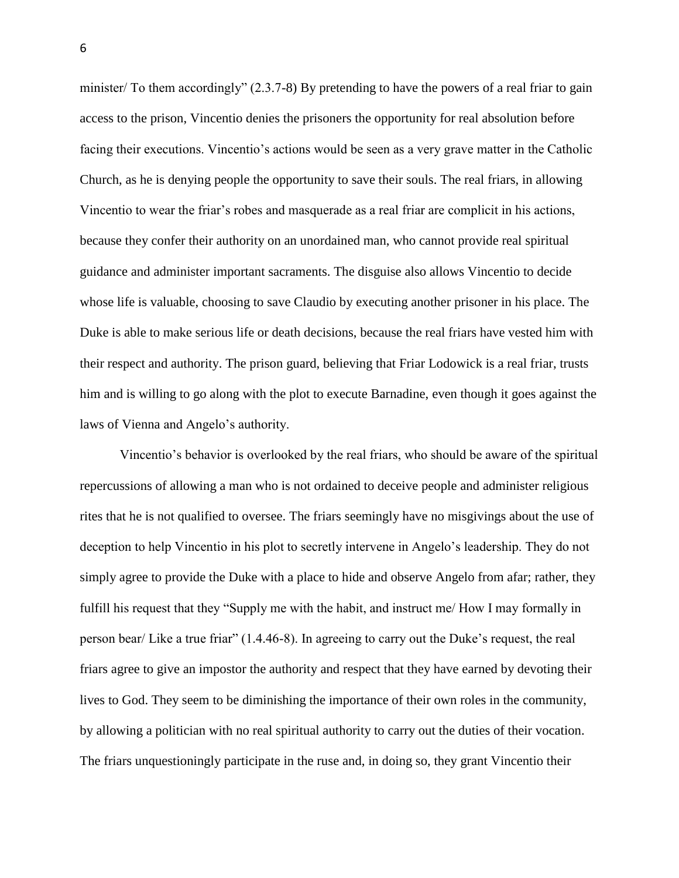minister/ To them accordingly" (2.3.7-8) By pretending to have the powers of a real friar to gain access to the prison, Vincentio denies the prisoners the opportunity for real absolution before facing their executions. Vincentio's actions would be seen as a very grave matter in the Catholic Church, as he is denying people the opportunity to save their souls. The real friars, in allowing Vincentio to wear the friar's robes and masquerade as a real friar are complicit in his actions, because they confer their authority on an unordained man, who cannot provide real spiritual guidance and administer important sacraments. The disguise also allows Vincentio to decide whose life is valuable, choosing to save Claudio by executing another prisoner in his place. The Duke is able to make serious life or death decisions, because the real friars have vested him with their respect and authority. The prison guard, believing that Friar Lodowick is a real friar, trusts him and is willing to go along with the plot to execute Barnadine, even though it goes against the laws of Vienna and Angelo's authority.

Vincentio's behavior is overlooked by the real friars, who should be aware of the spiritual repercussions of allowing a man who is not ordained to deceive people and administer religious rites that he is not qualified to oversee. The friars seemingly have no misgivings about the use of deception to help Vincentio in his plot to secretly intervene in Angelo's leadership. They do not simply agree to provide the Duke with a place to hide and observe Angelo from afar; rather, they fulfill his request that they "Supply me with the habit, and instruct me/ How I may formally in person bear/ Like a true friar" (1.4.46-8). In agreeing to carry out the Duke's request, the real friars agree to give an impostor the authority and respect that they have earned by devoting their lives to God. They seem to be diminishing the importance of their own roles in the community, by allowing a politician with no real spiritual authority to carry out the duties of their vocation. The friars unquestioningly participate in the ruse and, in doing so, they grant Vincentio their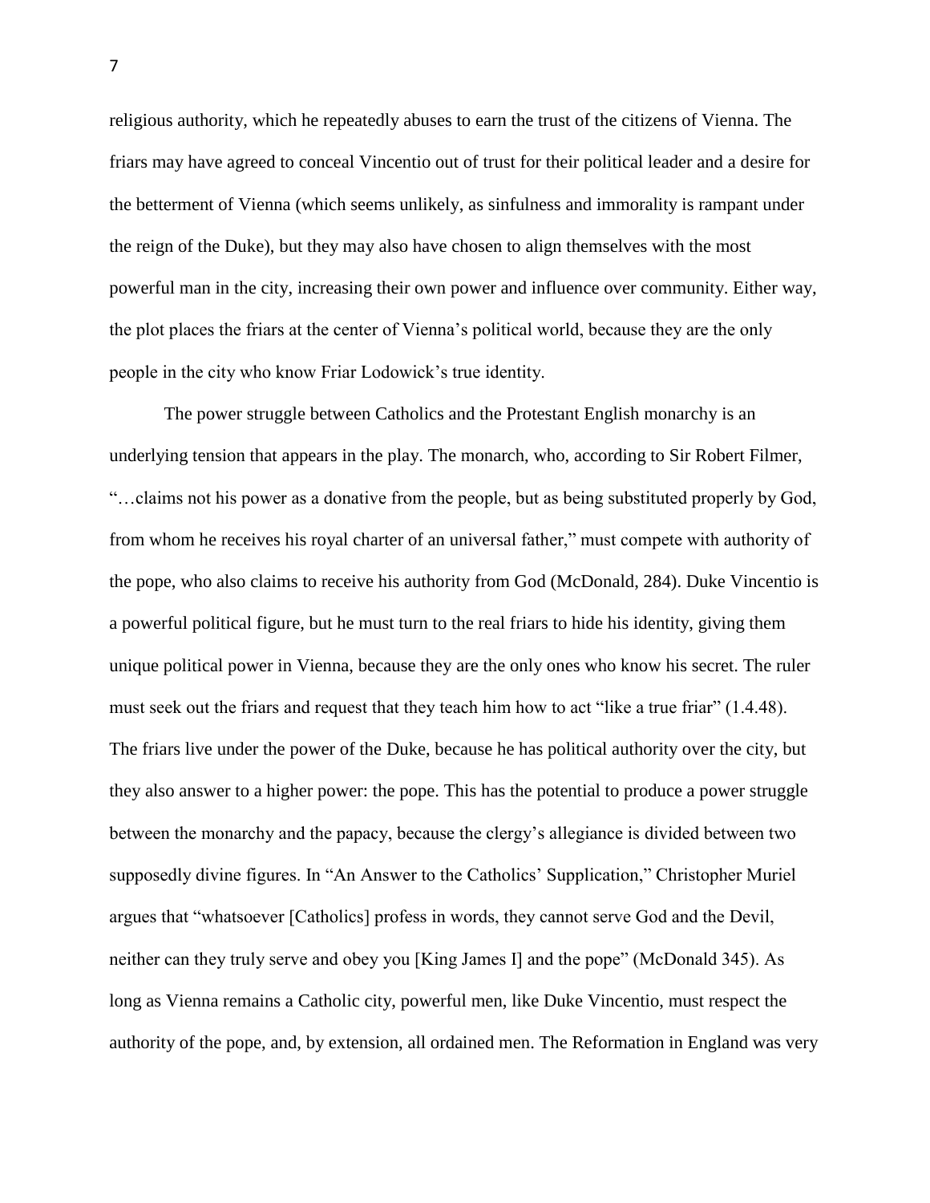religious authority, which he repeatedly abuses to earn the trust of the citizens of Vienna. The friars may have agreed to conceal Vincentio out of trust for their political leader and a desire for the betterment of Vienna (which seems unlikely, as sinfulness and immorality is rampant under the reign of the Duke), but they may also have chosen to align themselves with the most powerful man in the city, increasing their own power and influence over community. Either way, the plot places the friars at the center of Vienna's political world, because they are the only people in the city who know Friar Lodowick's true identity.

The power struggle between Catholics and the Protestant English monarchy is an underlying tension that appears in the play. The monarch, who, according to Sir Robert Filmer, "…claims not his power as a donative from the people, but as being substituted properly by God, from whom he receives his royal charter of an universal father," must compete with authority of the pope, who also claims to receive his authority from God (McDonald, 284). Duke Vincentio is a powerful political figure, but he must turn to the real friars to hide his identity, giving them unique political power in Vienna, because they are the only ones who know his secret. The ruler must seek out the friars and request that they teach him how to act "like a true friar" (1.4.48). The friars live under the power of the Duke, because he has political authority over the city, but they also answer to a higher power: the pope. This has the potential to produce a power struggle between the monarchy and the papacy, because the clergy's allegiance is divided between two supposedly divine figures. In "An Answer to the Catholics' Supplication," Christopher Muriel argues that "whatsoever [Catholics] profess in words, they cannot serve God and the Devil, neither can they truly serve and obey you [King James I] and the pope" (McDonald 345). As long as Vienna remains a Catholic city, powerful men, like Duke Vincentio, must respect the authority of the pope, and, by extension, all ordained men. The Reformation in England was very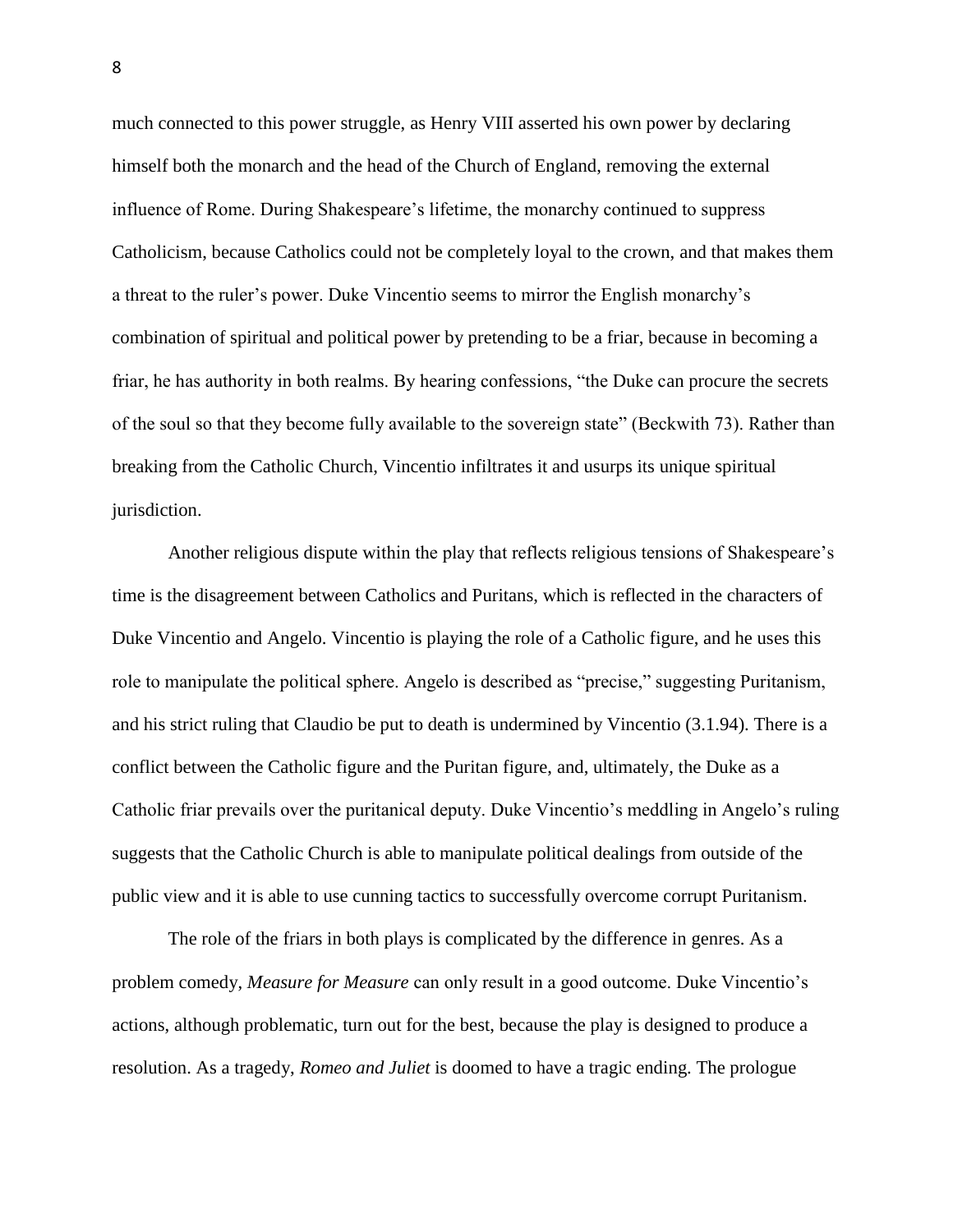much connected to this power struggle, as Henry VIII asserted his own power by declaring himself both the monarch and the head of the Church of England, removing the external influence of Rome. During Shakespeare's lifetime, the monarchy continued to suppress Catholicism, because Catholics could not be completely loyal to the crown, and that makes them a threat to the ruler's power. Duke Vincentio seems to mirror the English monarchy's combination of spiritual and political power by pretending to be a friar, because in becoming a friar, he has authority in both realms. By hearing confessions, "the Duke can procure the secrets of the soul so that they become fully available to the sovereign state" (Beckwith 73). Rather than breaking from the Catholic Church, Vincentio infiltrates it and usurps its unique spiritual jurisdiction.

Another religious dispute within the play that reflects religious tensions of Shakespeare's time is the disagreement between Catholics and Puritans, which is reflected in the characters of Duke Vincentio and Angelo. Vincentio is playing the role of a Catholic figure, and he uses this role to manipulate the political sphere. Angelo is described as "precise," suggesting Puritanism, and his strict ruling that Claudio be put to death is undermined by Vincentio (3.1.94). There is a conflict between the Catholic figure and the Puritan figure, and, ultimately, the Duke as a Catholic friar prevails over the puritanical deputy. Duke Vincentio's meddling in Angelo's ruling suggests that the Catholic Church is able to manipulate political dealings from outside of the public view and it is able to use cunning tactics to successfully overcome corrupt Puritanism.

The role of the friars in both plays is complicated by the difference in genres. As a problem comedy, *Measure for Measure* can only result in a good outcome. Duke Vincentio's actions, although problematic, turn out for the best, because the play is designed to produce a resolution. As a tragedy, *Romeo and Juliet* is doomed to have a tragic ending. The prologue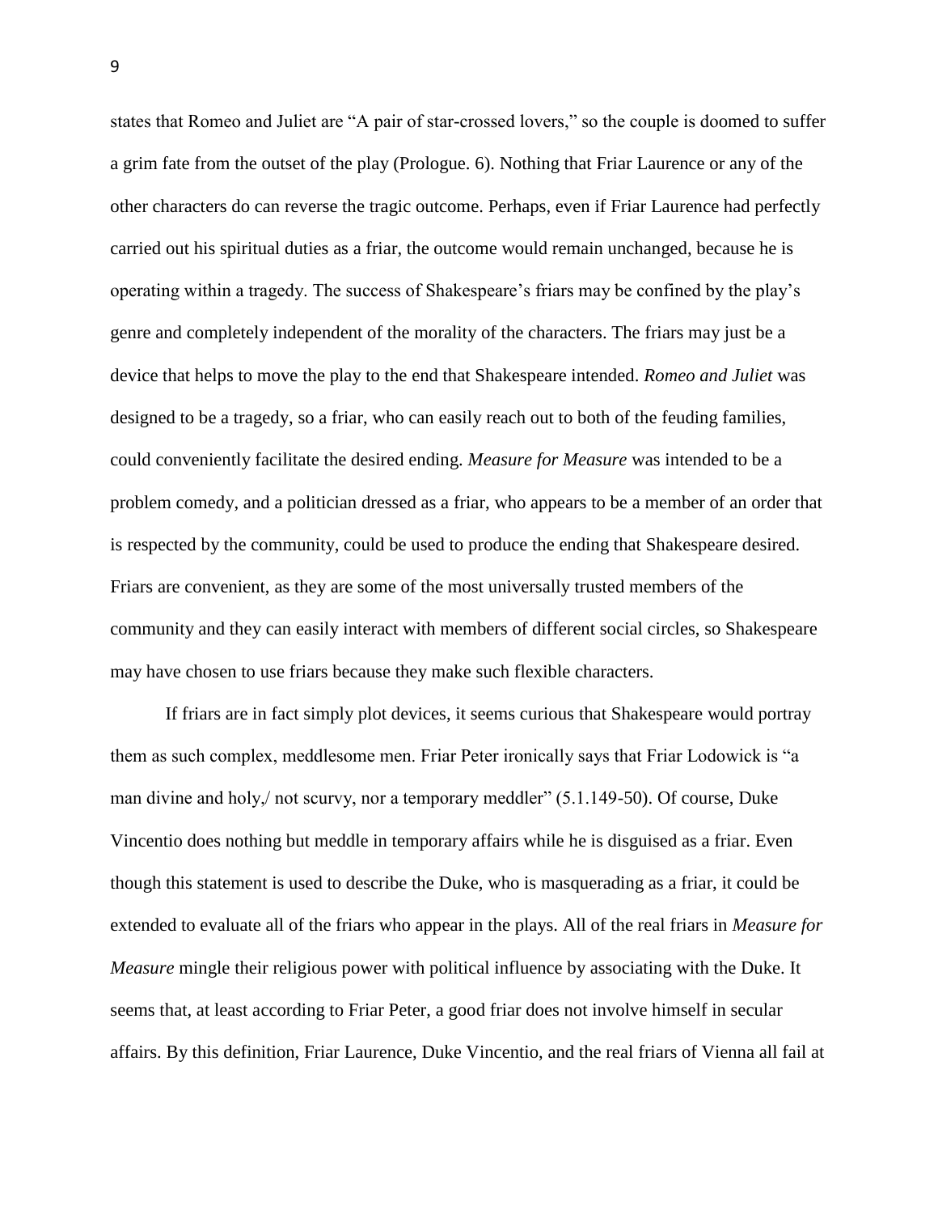states that Romeo and Juliet are "A pair of star-crossed lovers," so the couple is doomed to suffer a grim fate from the outset of the play (Prologue. 6). Nothing that Friar Laurence or any of the other characters do can reverse the tragic outcome. Perhaps, even if Friar Laurence had perfectly carried out his spiritual duties as a friar, the outcome would remain unchanged, because he is operating within a tragedy. The success of Shakespeare's friars may be confined by the play's genre and completely independent of the morality of the characters. The friars may just be a device that helps to move the play to the end that Shakespeare intended. *Romeo and Juliet* was designed to be a tragedy, so a friar, who can easily reach out to both of the feuding families, could conveniently facilitate the desired ending. *Measure for Measure* was intended to be a problem comedy, and a politician dressed as a friar, who appears to be a member of an order that is respected by the community, could be used to produce the ending that Shakespeare desired. Friars are convenient, as they are some of the most universally trusted members of the community and they can easily interact with members of different social circles, so Shakespeare may have chosen to use friars because they make such flexible characters.

If friars are in fact simply plot devices, it seems curious that Shakespeare would portray them as such complex, meddlesome men. Friar Peter ironically says that Friar Lodowick is "a man divine and holy,/ not scurvy, nor a temporary meddler" (5.1.149-50). Of course, Duke Vincentio does nothing but meddle in temporary affairs while he is disguised as a friar. Even though this statement is used to describe the Duke, who is masquerading as a friar, it could be extended to evaluate all of the friars who appear in the plays. All of the real friars in *Measure for Measure* mingle their religious power with political influence by associating with the Duke. It seems that, at least according to Friar Peter, a good friar does not involve himself in secular affairs. By this definition, Friar Laurence, Duke Vincentio, and the real friars of Vienna all fail at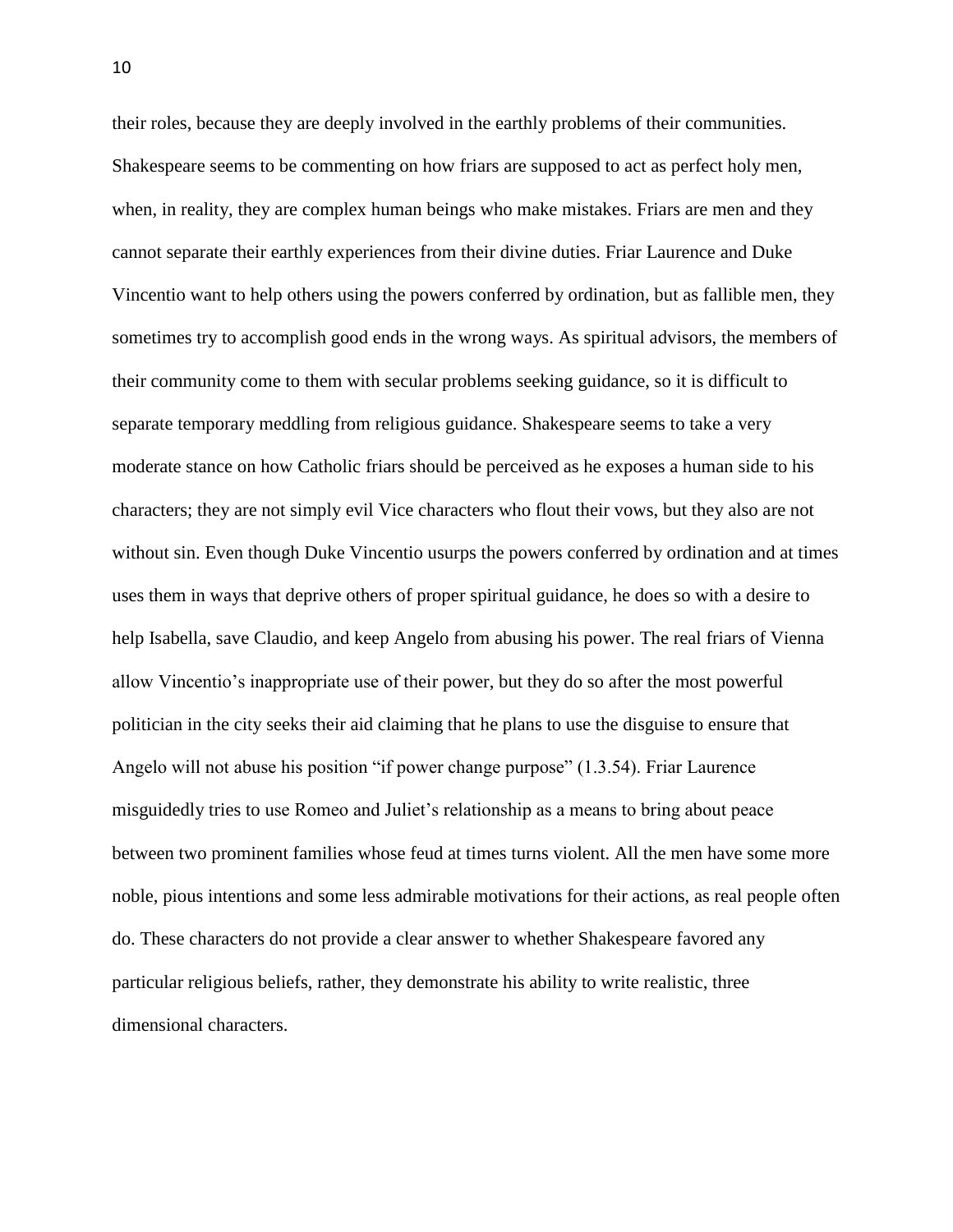their roles, because they are deeply involved in the earthly problems of their communities. Shakespeare seems to be commenting on how friars are supposed to act as perfect holy men, when, in reality, they are complex human beings who make mistakes. Friars are men and they cannot separate their earthly experiences from their divine duties. Friar Laurence and Duke Vincentio want to help others using the powers conferred by ordination, but as fallible men, they sometimes try to accomplish good ends in the wrong ways. As spiritual advisors, the members of their community come to them with secular problems seeking guidance, so it is difficult to separate temporary meddling from religious guidance. Shakespeare seems to take a very moderate stance on how Catholic friars should be perceived as he exposes a human side to his characters; they are not simply evil Vice characters who flout their vows, but they also are not without sin. Even though Duke Vincentio usurps the powers conferred by ordination and at times uses them in ways that deprive others of proper spiritual guidance, he does so with a desire to help Isabella, save Claudio, and keep Angelo from abusing his power. The real friars of Vienna allow Vincentio's inappropriate use of their power, but they do so after the most powerful politician in the city seeks their aid claiming that he plans to use the disguise to ensure that Angelo will not abuse his position "if power change purpose" (1.3.54). Friar Laurence misguidedly tries to use Romeo and Juliet's relationship as a means to bring about peace between two prominent families whose feud at times turns violent. All the men have some more noble, pious intentions and some less admirable motivations for their actions, as real people often do. These characters do not provide a clear answer to whether Shakespeare favored any particular religious beliefs, rather, they demonstrate his ability to write realistic, three dimensional characters.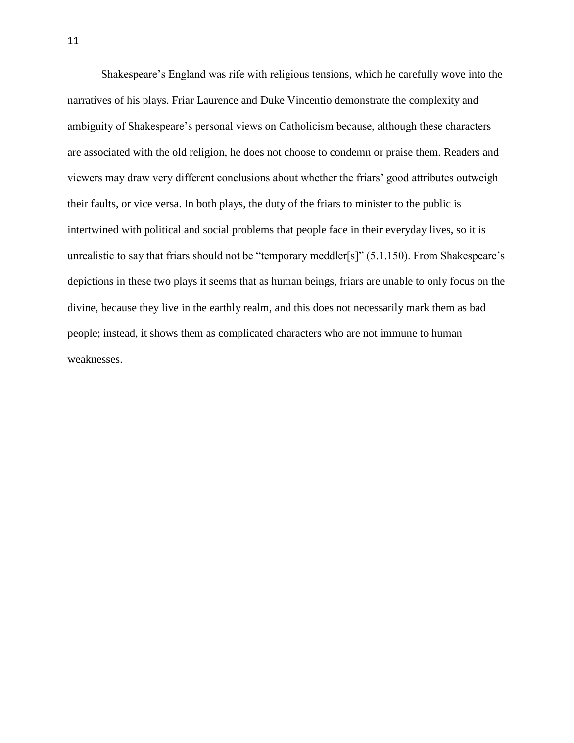Shakespeare's England was rife with religious tensions, which he carefully wove into the narratives of his plays. Friar Laurence and Duke Vincentio demonstrate the complexity and ambiguity of Shakespeare's personal views on Catholicism because, although these characters are associated with the old religion, he does not choose to condemn or praise them. Readers and viewers may draw very different conclusions about whether the friars' good attributes outweigh their faults, or vice versa. In both plays, the duty of the friars to minister to the public is intertwined with political and social problems that people face in their everyday lives, so it is unrealistic to say that friars should not be "temporary meddler[s]" (5.1.150). From Shakespeare's depictions in these two plays it seems that as human beings, friars are unable to only focus on the divine, because they live in the earthly realm, and this does not necessarily mark them as bad people; instead, it shows them as complicated characters who are not immune to human weaknesses.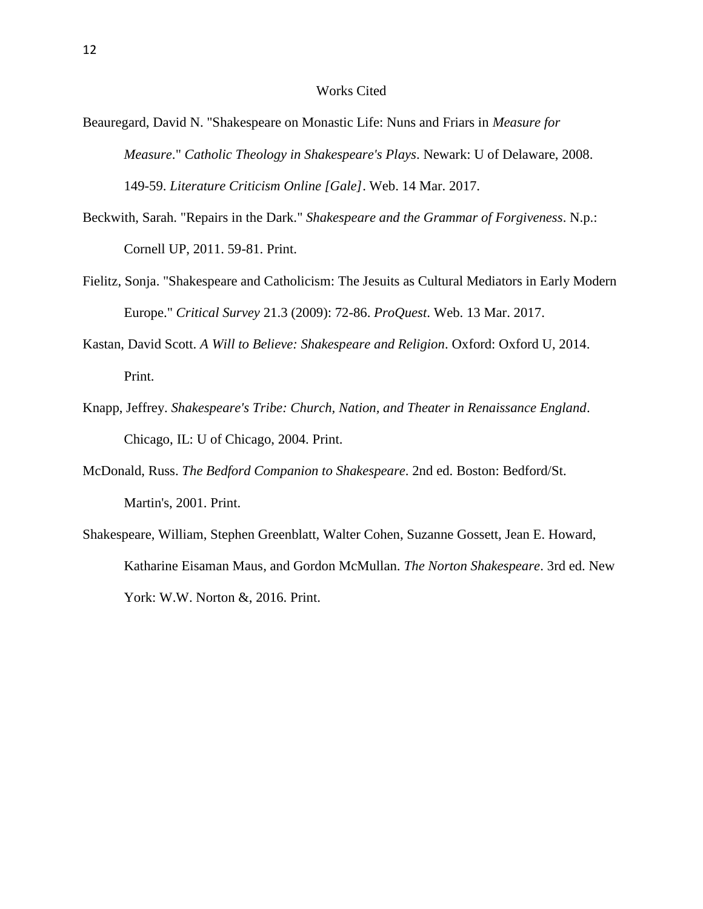# Works Cited

Beauregard, David N. "Shakespeare on Monastic Life: Nuns and Friars in *Measure for Measure*." *Catholic Theology in Shakespeare's Plays*. Newark: U of Delaware, 2008. 149-59. *Literature Criticism Online [Gale]*. Web. 14 Mar. 2017.

Beckwith, Sarah. "Repairs in the Dark." *Shakespeare and the Grammar of Forgiveness*. N.p.: Cornell UP, 2011. 59-81. Print.

Fielitz, Sonja. "Shakespeare and Catholicism: The Jesuits as Cultural Mediators in Early Modern Europe." *Critical Survey* 21.3 (2009): 72-86. *ProQuest*. Web. 13 Mar. 2017.

Kastan, David Scott. *A Will to Believe: Shakespeare and Religion*. Oxford: Oxford U, 2014. Print.

Knapp, Jeffrey. *Shakespeare's Tribe: Church, Nation, and Theater in Renaissance England*. Chicago, IL: U of Chicago, 2004. Print.

McDonald, Russ. *The Bedford Companion to Shakespeare*. 2nd ed. Boston: Bedford/St. Martin's, 2001. Print.

Shakespeare, William, Stephen Greenblatt, Walter Cohen, Suzanne Gossett, Jean E. Howard, Katharine Eisaman Maus, and Gordon McMullan. *The Norton Shakespeare*. 3rd ed. New York: W.W. Norton &, 2016. Print.